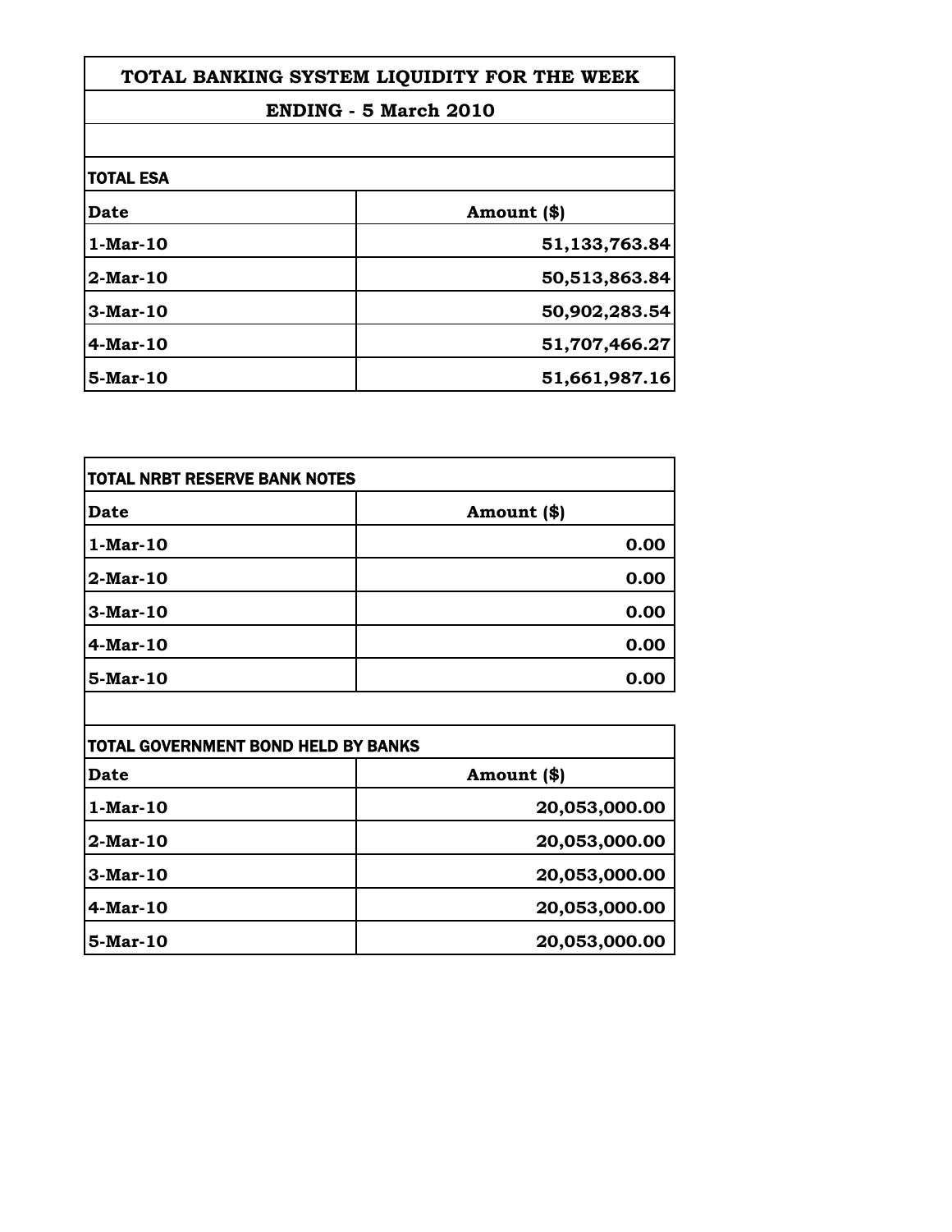# TOTAL BANKING SYSTEM LIQUIDITY FOR THE WEEK

## ENDING - 5 March 2010

### TOTAL ESA

| Date | Amount ($) |
|---|---|
| 1-Mar-10 | 51,133,763.84 |
| 2-Mar-10 | 50,513,863.84 |
| 3-Mar-10 | 50,902,283.54 |
| 4-Mar-10 | 51,707,466.27 |
| 5-Mar-10 | 51,661,987.16 |

### TOTAL NRBT RESERVE BANK NOTES

| Date | Amount ($) |
|---|---|
| 1-Mar-10 | 0.00 |
| 2-Mar-10 | 0.00 |
| 3-Mar-10 | 0.00 |
| 4-Mar-10 | 0.00 |
| 5-Mar-10 | 0.00 |

### TOTAL GOVERNMENT BOND HELD BY BANKS

| Date | Amount ($) |
|---|---|
| 1-Mar-10 | 20,053,000.00 |
| 2-Mar-10 | 20,053,000.00 |
| 3-Mar-10 | 20,053,000.00 |
| 4-Mar-10 | 20,053,000.00 |
| 5-Mar-10 | 20,053,000.00 |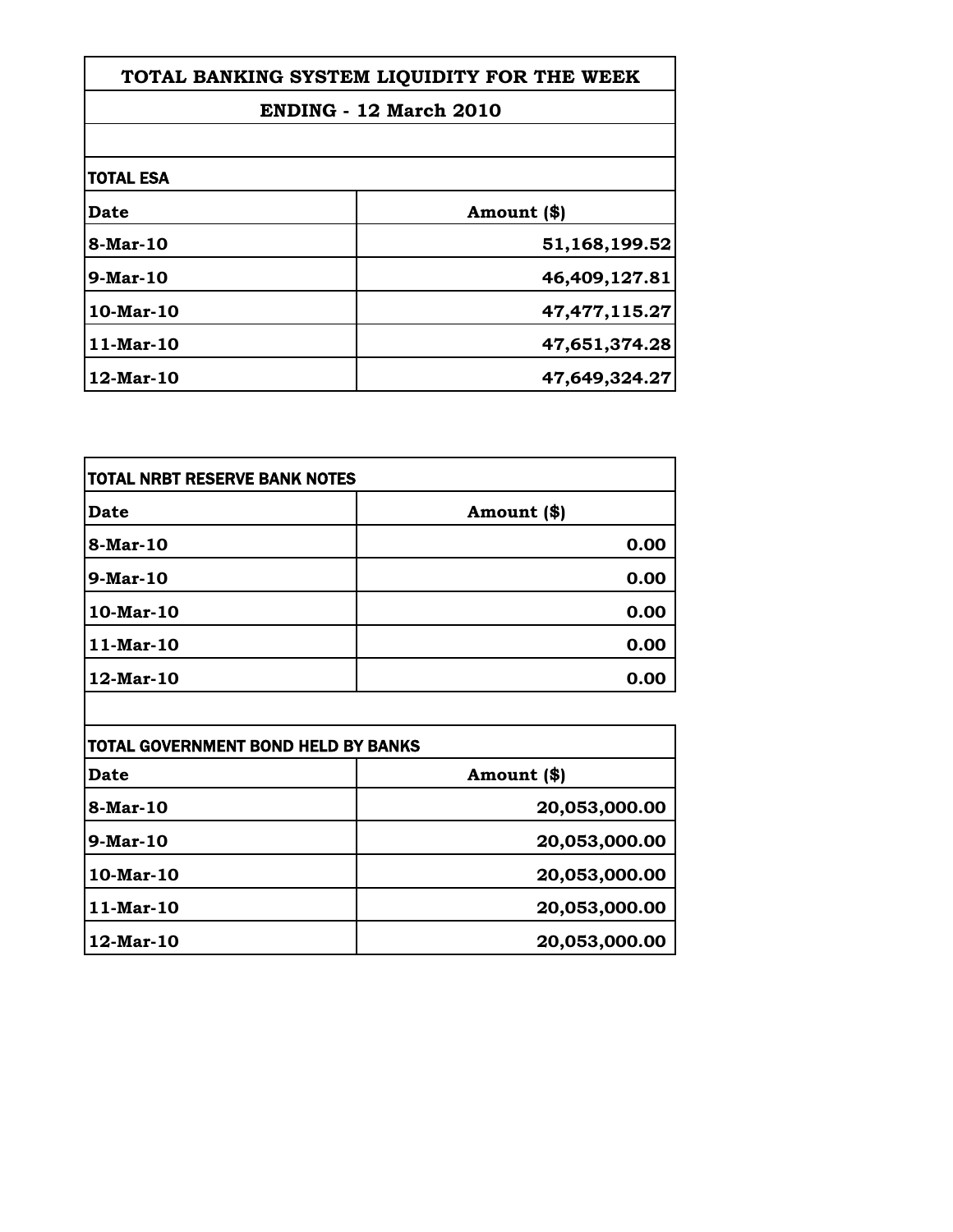# TOTAL BANKING SYSTEM LIQUIDITY FOR THE WEEK

## ENDING - 12 March 2010

**TOTAL ESA**

| Date | Amount ($) |
|---|---|
| 8-Mar-10 | 51,168,199.52 |
| 9-Mar-10 | 46,409,127.81 |
| 10-Mar-10 | 47,477,115.27 |
| 11-Mar-10 | 47,651,374.28 |
| 12-Mar-10 | 47,649,324.27 |

**TOTAL NRBT RESERVE BANK NOTES**

| Date | Amount ($) |
|---|---|
| 8-Mar-10 | 0.00 |
| 9-Mar-10 | 0.00 |
| 10-Mar-10 | 0.00 |
| 11-Mar-10 | 0.00 |
| 12-Mar-10 | 0.00 |

**TOTAL GOVERNMENT BOND HELD BY BANKS**

| Date | Amount ($) |
|---|---|
| 8-Mar-10 | 20,053,000.00 |
| 9-Mar-10 | 20,053,000.00 |
| 10-Mar-10 | 20,053,000.00 |
| 11-Mar-10 | 20,053,000.00 |
| 12-Mar-10 | 20,053,000.00 |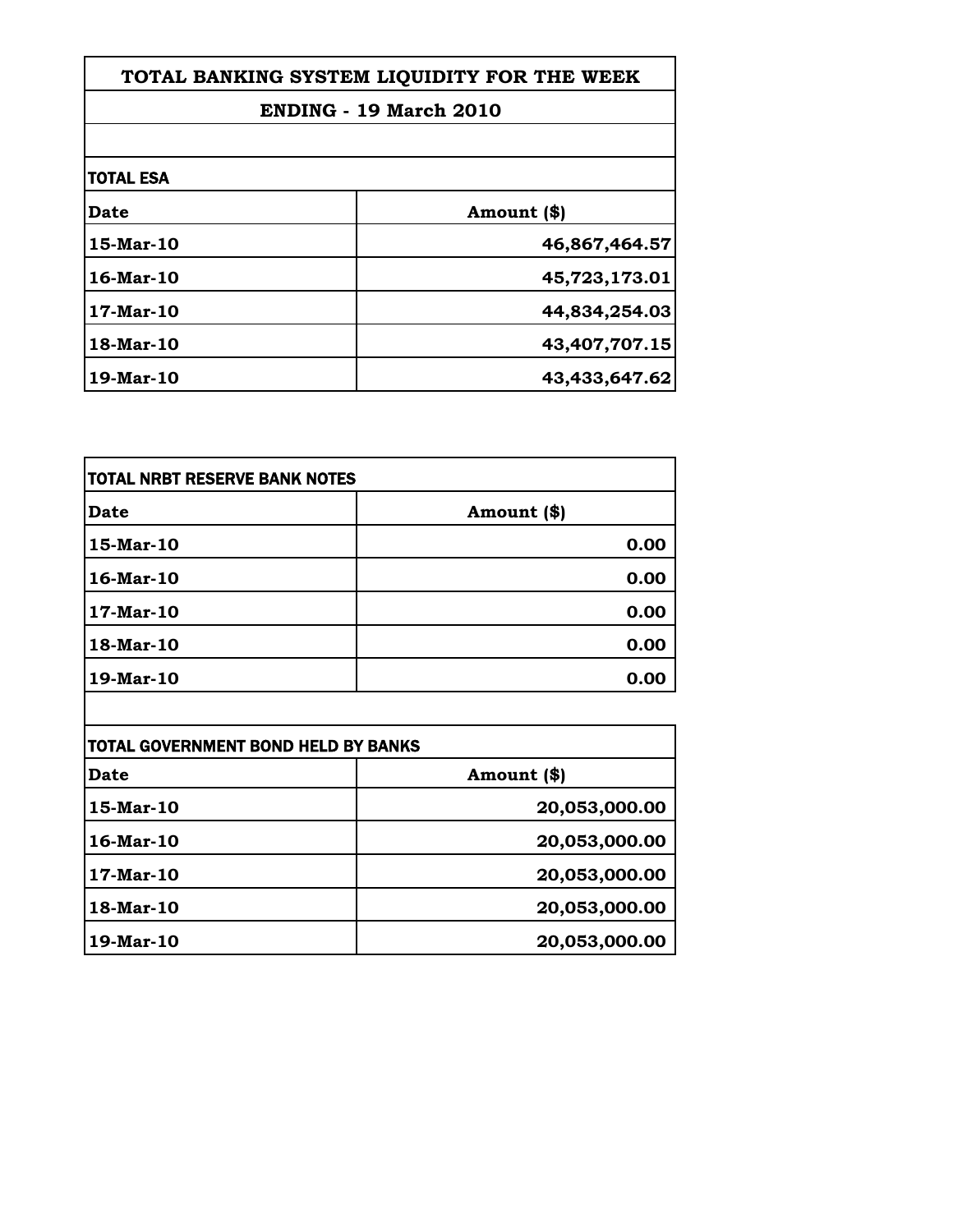# TOTAL BANKING SYSTEM LIQUIDITY FOR THE WEEK

## ENDING - 19 March 2010

### TOTAL ESA

| Date | Amount ($) |
|---|---|
| 15-Mar-10 | 46,867,464.57 |
| 16-Mar-10 | 45,723,173.01 |
| 17-Mar-10 | 44,834,254.03 |
| 18-Mar-10 | 43,407,707.15 |
| 19-Mar-10 | 43,433,647.62 |

### TOTAL NRBT RESERVE BANK NOTES

| Date | Amount ($) |
|---|---|
| 15-Mar-10 | 0.00 |
| 16-Mar-10 | 0.00 |
| 17-Mar-10 | 0.00 |
| 18-Mar-10 | 0.00 |
| 19-Mar-10 | 0.00 |

### TOTAL GOVERNMENT BOND HELD BY BANKS

| Date | Amount ($) |
|---|---|
| 15-Mar-10 | 20,053,000.00 |
| 16-Mar-10 | 20,053,000.00 |
| 17-Mar-10 | 20,053,000.00 |
| 18-Mar-10 | 20,053,000.00 |
| 19-Mar-10 | 20,053,000.00 |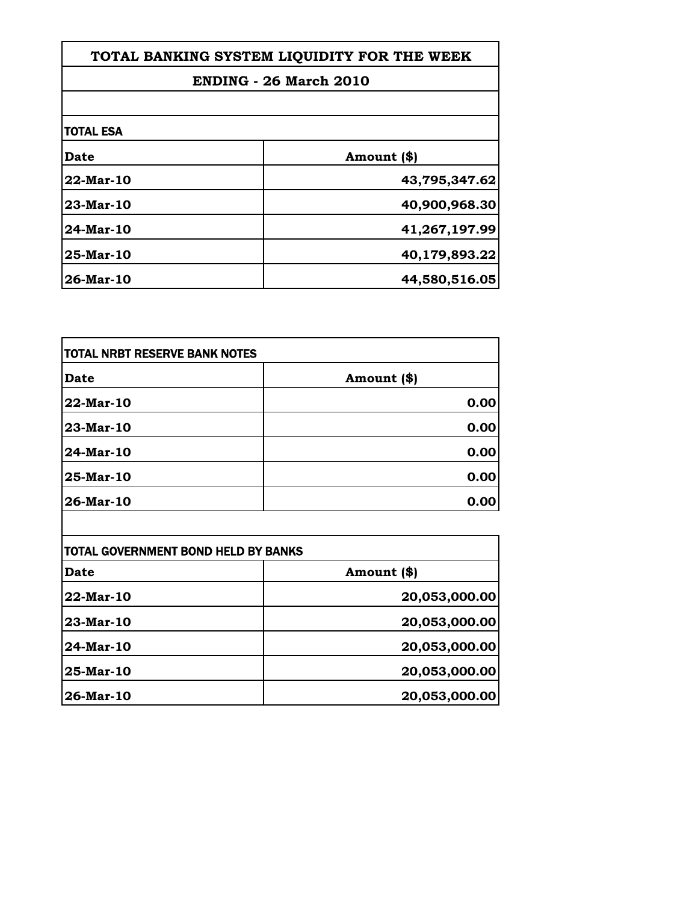# TOTAL BANKING SYSTEM LIQUIDITY FOR THE WEEK

## ENDING - 26 March 2010

**TOTAL ESA**

| Date | Amount ($) |
|---|---|
| 22-Mar-10 | 43,795,347.62 |
| 23-Mar-10 | 40,900,968.30 |
| 24-Mar-10 | 41,267,197.99 |
| 25-Mar-10 | 40,179,893.22 |
| 26-Mar-10 | 44,580,516.05 |

**TOTAL NRBT RESERVE BANK NOTES**

| Date | Amount ($) |
|---|---|
| 22-Mar-10 | 0.00 |
| 23-Mar-10 | 0.00 |
| 24-Mar-10 | 0.00 |
| 25-Mar-10 | 0.00 |
| 26-Mar-10 | 0.00 |

**TOTAL GOVERNMENT BOND HELD BY BANKS**

| Date | Amount ($) |
|---|---|
| 22-Mar-10 | 20,053,000.00 |
| 23-Mar-10 | 20,053,000.00 |
| 24-Mar-10 | 20,053,000.00 |
| 25-Mar-10 | 20,053,000.00 |
| 26-Mar-10 | 20,053,000.00 |